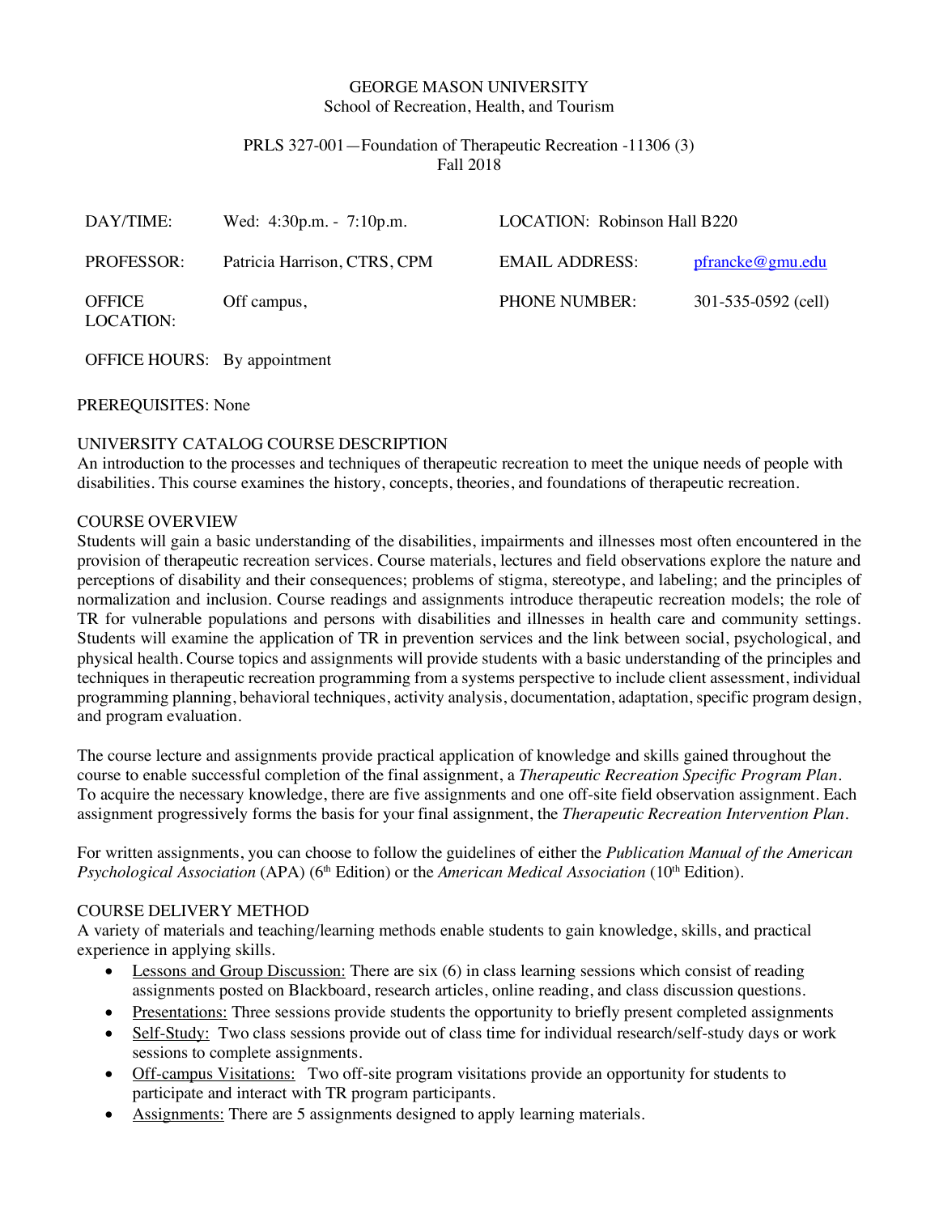GEORGE MASON UNIVERSITY
School of Recreation, Health, and Tourism

PRLS 327-001—Foundation of Therapeutic Recreation -11306 (3)
Fall 2018

| | | | |
|---|---|---|---|
| DAY/TIME: | Wed: 4:30p.m. - 7:10p.m. | LOCATION: Robinson Hall B220 | |
| PROFESSOR: | Patricia Harrison, CTRS, CPM | EMAIL ADDRESS: | pfrancke@gmu.edu |
| OFFICE LOCATION: | Off campus, | PHONE NUMBER: | 301-535-0592 (cell) |
| OFFICE HOURS: | By appointment | | |

PREREQUISITES: None

## UNIVERSITY CATALOG COURSE DESCRIPTION

An introduction to the processes and techniques of therapeutic recreation to meet the unique needs of people with disabilities. This course examines the history, concepts, theories, and foundations of therapeutic recreation.

## COURSE OVERVIEW

Students will gain a basic understanding of the disabilities, impairments and illnesses most often encountered in the provision of therapeutic recreation services. Course materials, lectures and field observations explore the nature and perceptions of disability and their consequences; problems of stigma, stereotype, and labeling; and the principles of normalization and inclusion. Course readings and assignments introduce therapeutic recreation models; the role of TR for vulnerable populations and persons with disabilities and illnesses in health care and community settings. Students will examine the application of TR in prevention services and the link between social, psychological, and physical health. Course topics and assignments will provide students with a basic understanding of the principles and techniques in therapeutic recreation programming from a systems perspective to include client assessment, individual programming planning, behavioral techniques, activity analysis, documentation, adaptation, specific program design, and program evaluation.

The course lecture and assignments provide practical application of knowledge and skills gained throughout the course to enable successful completion of the final assignment, a *Therapeutic Recreation Specific Program Plan*. To acquire the necessary knowledge, there are five assignments and one off-site field observation assignment. Each assignment progressively forms the basis for your final assignment, the *Therapeutic Recreation Intervention Plan*.

For written assignments, you can choose to follow the guidelines of either the *Publication Manual of the American Psychological Association* (APA) (6th Edition) or the *American Medical Association* (10th Edition).

## COURSE DELIVERY METHOD

A variety of materials and teaching/learning methods enable students to gain knowledge, skills, and practical experience in applying skills.

- Lessons and Group Discussion: There are six (6) in class learning sessions which consist of reading assignments posted on Blackboard, research articles, online reading, and class discussion questions.
- Presentations: Three sessions provide students the opportunity to briefly present completed assignments
- Self-Study: Two class sessions provide out of class time for individual research/self-study days or work sessions to complete assignments.
- Off-campus Visitations: Two off-site program visitations provide an opportunity for students to participate and interact with TR program participants.
- Assignments: There are 5 assignments designed to apply learning materials.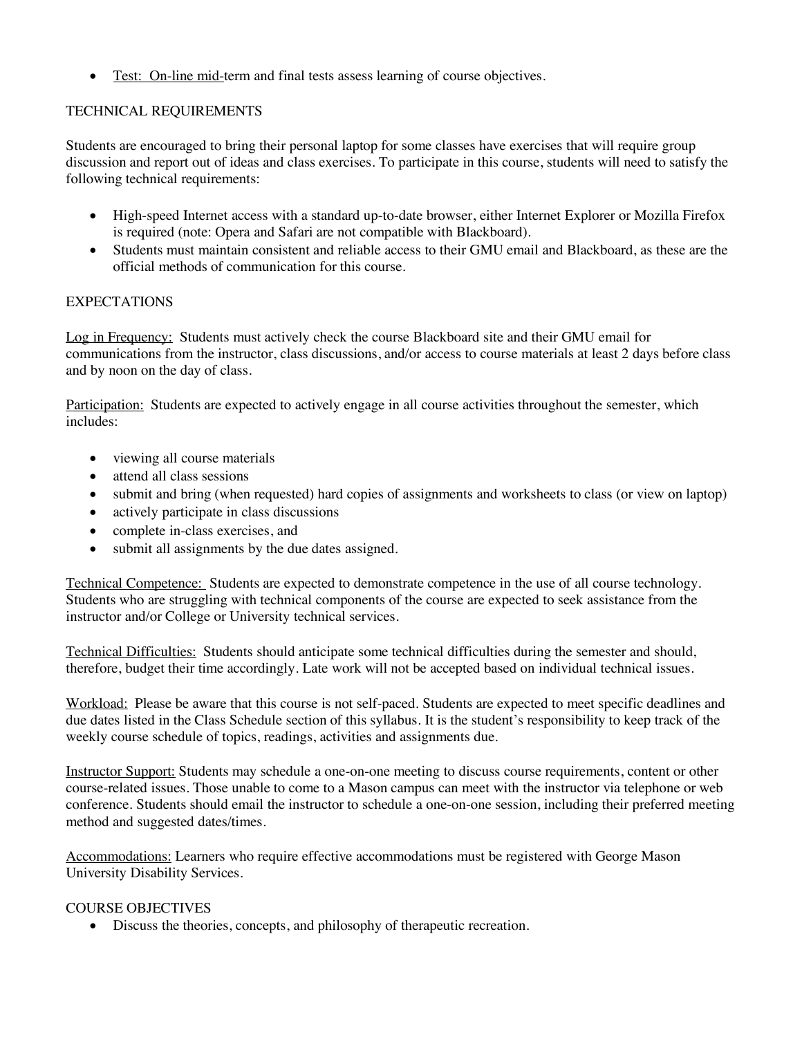- Test: On-line mid-term and final tests assess learning of course objectives.

## TECHNICAL REQUIREMENTS

Students are encouraged to bring their personal laptop for some classes have exercises that will require group discussion and report out of ideas and class exercises. To participate in this course, students will need to satisfy the following technical requirements:

- High-speed Internet access with a standard up-to-date browser, either Internet Explorer or Mozilla Firefox is required (note: Opera and Safari are not compatible with Blackboard).
- Students must maintain consistent and reliable access to their GMU email and Blackboard, as these are the official methods of communication for this course.

## EXPECTATIONS

Log in Frequency: Students must actively check the course Blackboard site and their GMU email for communications from the instructor, class discussions, and/or access to course materials at least 2 days before class and by noon on the day of class.

Participation: Students are expected to actively engage in all course activities throughout the semester, which includes:

- viewing all course materials
- attend all class sessions
- submit and bring (when requested) hard copies of assignments and worksheets to class (or view on laptop)
- actively participate in class discussions
- complete in-class exercises, and
- submit all assignments by the due dates assigned.

Technical Competence: Students are expected to demonstrate competence in the use of all course technology. Students who are struggling with technical components of the course are expected to seek assistance from the instructor and/or College or University technical services.

Technical Difficulties: Students should anticipate some technical difficulties during the semester and should, therefore, budget their time accordingly. Late work will not be accepted based on individual technical issues.

Workload: Please be aware that this course is not self-paced. Students are expected to meet specific deadlines and due dates listed in the Class Schedule section of this syllabus. It is the student's responsibility to keep track of the weekly course schedule of topics, readings, activities and assignments due.

Instructor Support: Students may schedule a one-on-one meeting to discuss course requirements, content or other course-related issues. Those unable to come to a Mason campus can meet with the instructor via telephone or web conference. Students should email the instructor to schedule a one-on-one session, including their preferred meeting method and suggested dates/times.

Accommodations: Learners who require effective accommodations must be registered with George Mason University Disability Services.

## COURSE OBJECTIVES

- Discuss the theories, concepts, and philosophy of therapeutic recreation.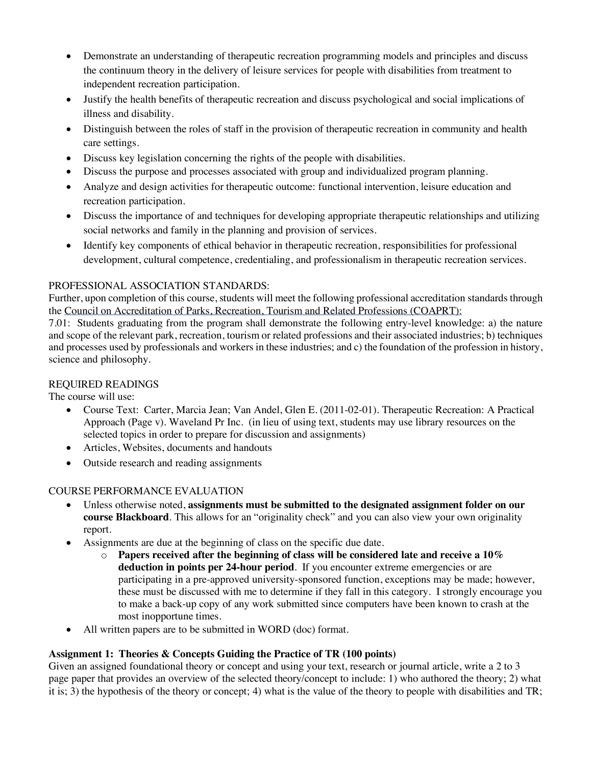- Demonstrate an understanding of therapeutic recreation programming models and principles and discuss the continuum theory in the delivery of leisure services for people with disabilities from treatment to independent recreation participation.
- Justify the health benefits of therapeutic recreation and discuss psychological and social implications of illness and disability.
- Distinguish between the roles of staff in the provision of therapeutic recreation in community and health care settings.
- Discuss key legislation concerning the rights of the people with disabilities.
- Discuss the purpose and processes associated with group and individualized program planning.
- Analyze and design activities for therapeutic outcome: functional intervention, leisure education and recreation participation.
- Discuss the importance of and techniques for developing appropriate therapeutic relationships and utilizing social networks and family in the planning and provision of services.
- Identify key components of ethical behavior in therapeutic recreation, responsibilities for professional development, cultural competence, credentialing, and professionalism in therapeutic recreation services.

PROFESSIONAL ASSOCIATION STANDARDS:

Further, upon completion of this course, students will meet the following professional accreditation standards through the Council on Accreditation of Parks, Recreation, Tourism and Related Professions (COAPRT):

7.01: Students graduating from the program shall demonstrate the following entry-level knowledge: a) the nature and scope of the relevant park, recreation, tourism or related professions and their associated industries; b) techniques and processes used by professionals and workers in these industries; and c) the foundation of the profession in history, science and philosophy.

REQUIRED READINGS

The course will use:

- Course Text: Carter, Marcia Jean; Van Andel, Glen E. (2011-02-01). Therapeutic Recreation: A Practical Approach (Page v). Waveland Pr Inc. (in lieu of using text, students may use library resources on the selected topics in order to prepare for discussion and assignments)
- Articles, Websites, documents and handouts
- Outside research and reading assignments

COURSE PERFORMANCE EVALUATION

- Unless otherwise noted, **assignments must be submitted to the designated assignment folder on our course Blackboard**. This allows for an "originality check" and you can also view your own originality report.
- Assignments are due at the beginning of class on the specific due date.
  - **Papers received after the beginning of class will be considered late and receive a 10% deduction in points per 24-hour period**. If you encounter extreme emergencies or are participating in a pre-approved university-sponsored function, exceptions may be made; however, these must be discussed with me to determine if they fall in this category. I strongly encourage you to make a back-up copy of any work submitted since computers have been known to crash at the most inopportune times.
- All written papers are to be submitted in WORD (doc) format.

**Assignment 1: Theories & Concepts Guiding the Practice of TR (100 points)**

Given an assigned foundational theory or concept and using your text, research or journal article, write a 2 to 3 page paper that provides an overview of the selected theory/concept to include: 1) who authored the theory; 2) what it is; 3) the hypothesis of the theory or concept; 4) what is the value of the theory to people with disabilities and TR;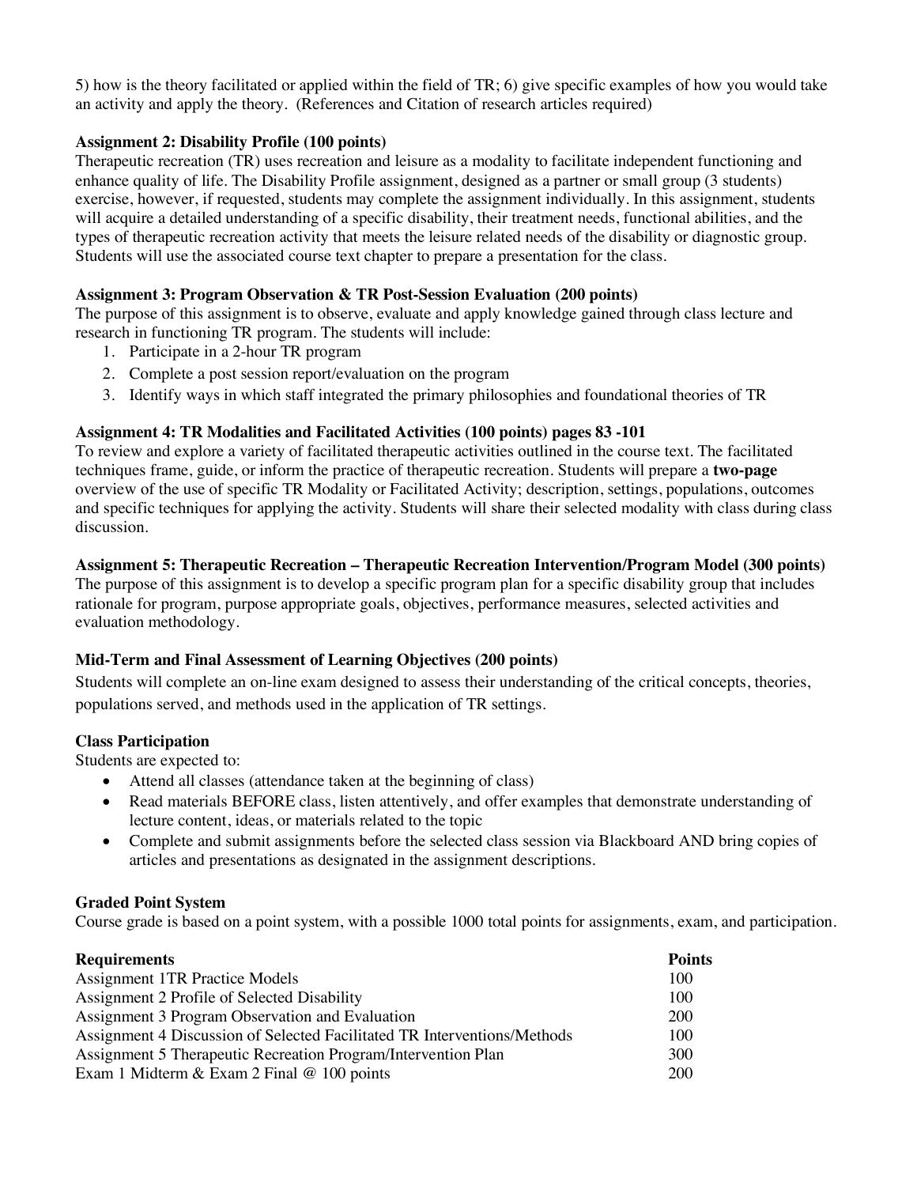5) how is the theory facilitated or applied within the field of TR; 6) give specific examples of how you would take an activity and apply the theory. (References and Citation of research articles required)

**Assignment 2: Disability Profile (100 points)**

Therapeutic recreation (TR) uses recreation and leisure as a modality to facilitate independent functioning and enhance quality of life. The Disability Profile assignment, designed as a partner or small group (3 students) exercise, however, if requested, students may complete the assignment individually. In this assignment, students will acquire a detailed understanding of a specific disability, their treatment needs, functional abilities, and the types of therapeutic recreation activity that meets the leisure related needs of the disability or diagnostic group. Students will use the associated course text chapter to prepare a presentation for the class.

**Assignment 3: Program Observation & TR Post-Session Evaluation (200 points)**

The purpose of this assignment is to observe, evaluate and apply knowledge gained through class lecture and research in functioning TR program. The students will include:

1. Participate in a 2-hour TR program
2. Complete a post session report/evaluation on the program
3. Identify ways in which staff integrated the primary philosophies and foundational theories of TR

**Assignment 4: TR Modalities and Facilitated Activities (100 points) pages 83 -101**

To review and explore a variety of facilitated therapeutic activities outlined in the course text. The facilitated techniques frame, guide, or inform the practice of therapeutic recreation. Students will prepare a **two-page** overview of the use of specific TR Modality or Facilitated Activity; description, settings, populations, outcomes and specific techniques for applying the activity. Students will share their selected modality with class during class discussion.

**Assignment 5: Therapeutic Recreation – Therapeutic Recreation Intervention/Program Model (300 points)**

The purpose of this assignment is to develop a specific program plan for a specific disability group that includes rationale for program, purpose appropriate goals, objectives, performance measures, selected activities and evaluation methodology.

**Mid-Term and Final Assessment of Learning Objectives (200 points)**

Students will complete an on-line exam designed to assess their understanding of the critical concepts, theories, populations served, and methods used in the application of TR settings.

**Class Participation**

Students are expected to:

- Attend all classes (attendance taken at the beginning of class)
- Read materials BEFORE class, listen attentively, and offer examples that demonstrate understanding of lecture content, ideas, or materials related to the topic
- Complete and submit assignments before the selected class session via Blackboard AND bring copies of articles and presentations as designated in the assignment descriptions.

**Graded Point System**

Course grade is based on a point system, with a possible 1000 total points for assignments, exam, and participation.

| **Requirements** | **Points** |
|---|---|
| Assignment 1TR Practice Models | 100 |
| Assignment 2 Profile of Selected Disability | 100 |
| Assignment 3 Program Observation and Evaluation | 200 |
| Assignment 4 Discussion of Selected Facilitated TR Interventions/Methods | 100 |
| Assignment 5 Therapeutic Recreation Program/Intervention Plan | 300 |
| Exam 1 Midterm & Exam 2 Final @ 100 points | 200 |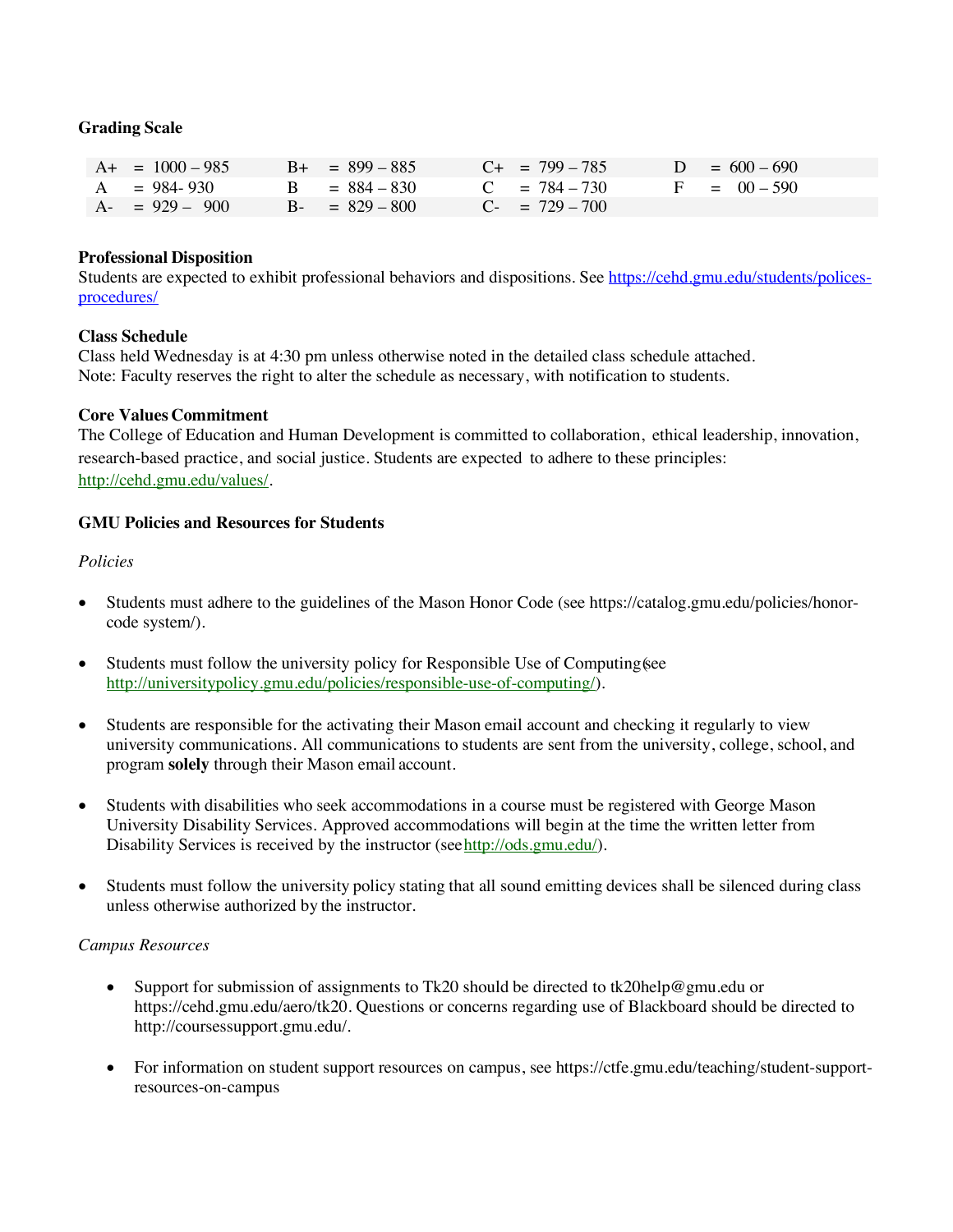**Grading Scale**

| | | | |
|---|---|---|---|
| A+ = 1000 – 985 | B+ = 899 – 885 | C+ = 799 – 785 | D = 600 – 690 |
| A = 984- 930 | B = 884 – 830 | C = 784 – 730 | F = 00 – 590 |
| A- = 929 – 900 | B- = 829 – 800 | C- = 729 – 700 | |

**Professional Disposition**
Students are expected to exhibit professional behaviors and dispositions. See [https://cehd.gmu.edu/students/polices-procedures/](https://cehd.gmu.edu/students/polices-procedures/)

**Class Schedule**
Class held Wednesday is at 4:30 pm unless otherwise noted in the detailed class schedule attached.
Note: Faculty reserves the right to alter the schedule as necessary, with notification to students.

**Core Values Commitment**
The College of Education and Human Development is committed to collaboration, ethical leadership, innovation, research-based practice, and social justice. Students are expected to adhere to these principles: [http://cehd.gmu.edu/values/](http://cehd.gmu.edu/values/).

**GMU Policies and Resources for Students**

*Policies*

- Students must adhere to the guidelines of the Mason Honor Code (see https://catalog.gmu.edu/policies/honor-code system/).
- Students must follow the university policy for Responsible Use of Computing (see [http://universitypolicy.gmu.edu/policies/responsible-use-of-computing/](http://universitypolicy.gmu.edu/policies/responsible-use-of-computing/)).
- Students are responsible for the activating their Mason email account and checking it regularly to view university communications. All communications to students are sent from the university, college, school, and program **solely** through their Mason email account.
- Students with disabilities who seek accommodations in a course must be registered with George Mason University Disability Services. Approved accommodations will begin at the time the written letter from Disability Services is received by the instructor (see [http://ods.gmu.edu/](http://ods.gmu.edu/)).
- Students must follow the university policy stating that all sound emitting devices shall be silenced during class unless otherwise authorized by the instructor.

*Campus Resources*

- Support for submission of assignments to Tk20 should be directed to tk20help@gmu.edu or https://cehd.gmu.edu/aero/tk20. Questions or concerns regarding use of Blackboard should be directed to http://coursessupport.gmu.edu/.
- For information on student support resources on campus, see https://ctfe.gmu.edu/teaching/student-support-resources-on-campus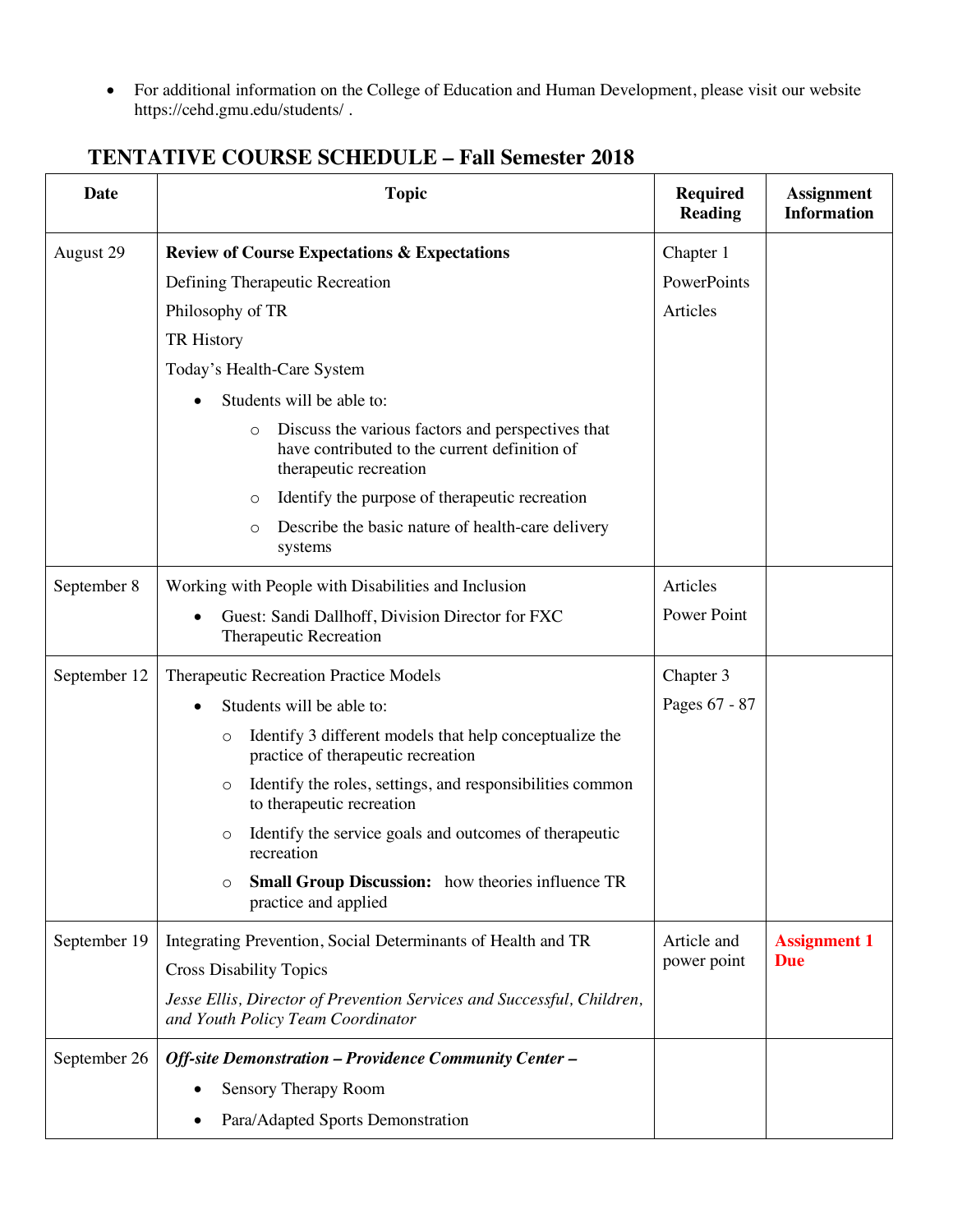- For additional information on the College of Education and Human Development, please visit our website https://cehd.gmu.edu/students/ .

## TENTATIVE COURSE SCHEDULE – Fall Semester 2018

| Date | Topic | Required Reading | Assignment Information |
|---|---|---|---|
| August 29 | **Review of Course Expectations & Expectations**<br>Defining Therapeutic Recreation<br>Philosophy of TR<br>TR History<br>Today's Health-Care System<br>• Students will be able to:<br>○ Discuss the various factors and perspectives that have contributed to the current definition of therapeutic recreation<br>○ Identify the purpose of therapeutic recreation<br>○ Describe the basic nature of health-care delivery systems | Chapter 1<br>PowerPoints<br>Articles | |
| September 8 | Working with People with Disabilities and Inclusion<br>• Guest: Sandi Dallhoff, Division Director for FXC Therapeutic Recreation | Articles<br>Power Point | |
| September 12 | Therapeutic Recreation Practice Models<br>• Students will be able to:<br>○ Identify 3 different models that help conceptualize the practice of therapeutic recreation<br>○ Identify the roles, settings, and responsibilities common to therapeutic recreation<br>○ Identify the service goals and outcomes of therapeutic recreation<br>○ **Small Group Discussion:** how theories influence TR practice and applied | Chapter 3<br>Pages 67 - 87 | |
| September 19 | Integrating Prevention, Social Determinants of Health and TR<br>Cross Disability Topics<br>*Jesse Ellis, Director of Prevention Services and Successful, Children, and Youth Policy Team Coordinator* | Article and power point | **Assignment 1 Due** |
| September 26 | ***Off-site Demonstration – Providence Community Center –***<br>• Sensory Therapy Room<br>• Para/Adapted Sports Demonstration | | |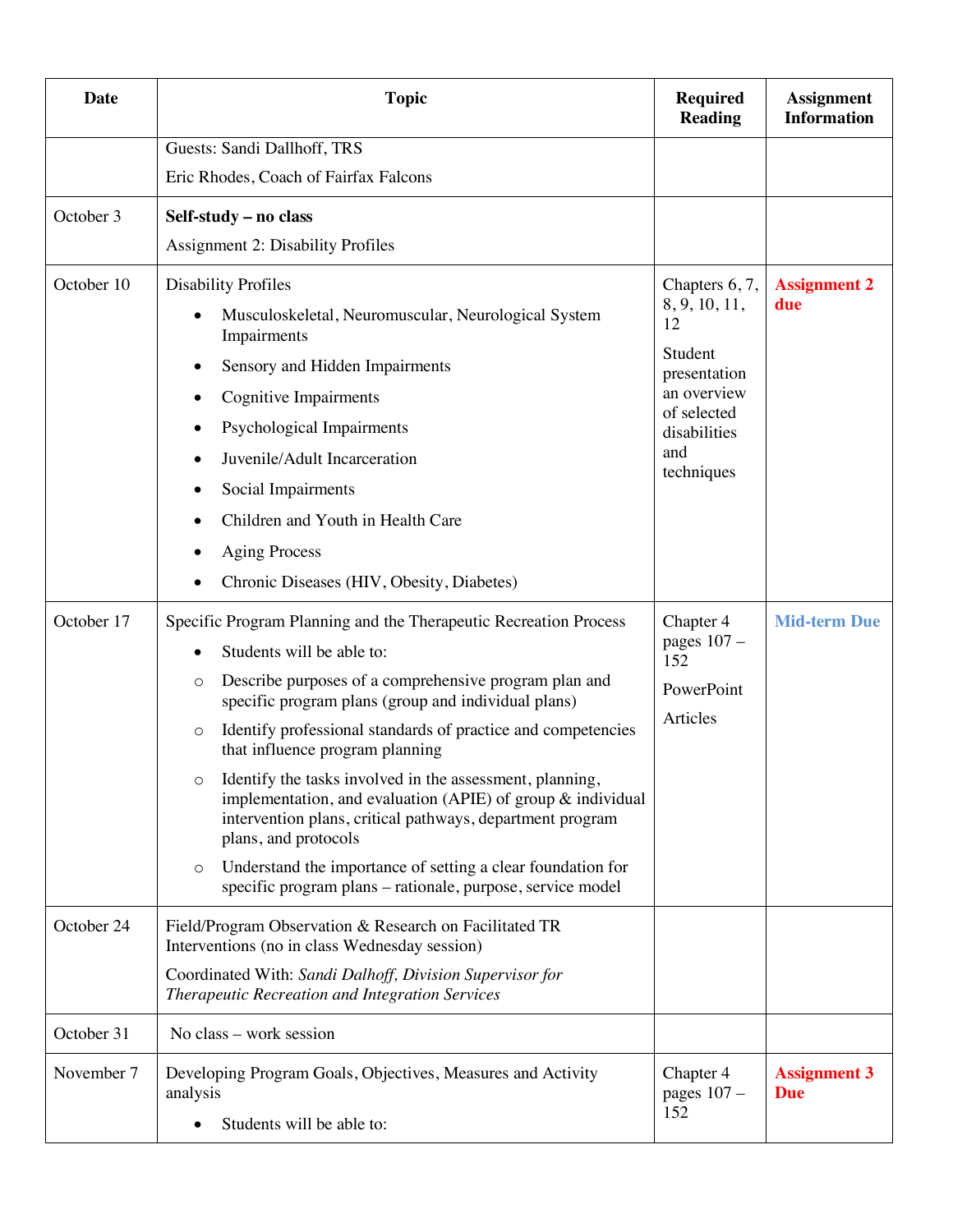| Date | Topic | Required Reading | Assignment Information |
| --- | --- | --- | --- |
| | Guests: Sandi Dallhoff, TRS<br>Eric Rhodes, Coach of Fairfax Falcons | | |
| October 3 | **Self-study – no class**<br>Assignment 2: Disability Profiles | | |
| October 10 | Disability Profiles<br>• Musculoskeletal, Neuromuscular, Neurological System Impairments<br>• Sensory and Hidden Impairments<br>• Cognitive Impairments<br>• Psychological Impairments<br>• Juvenile/Adult Incarceration<br>• Social Impairments<br>• Children and Youth in Health Care<br>• Aging Process<br>• Chronic Diseases (HIV, Obesity, Diabetes) | Chapters 6, 7, 8, 9, 10, 11, 12<br>Student presentation an overview of selected disabilities and techniques | **Assignment 2 due** |
| October 17 | Specific Program Planning and the Therapeutic Recreation Process<br>• Students will be able to:<br>○ Describe purposes of a comprehensive program plan and specific program plans (group and individual plans)<br>○ Identify professional standards of practice and competencies that influence program planning<br>○ Identify the tasks involved in the assessment, planning, implementation, and evaluation (APIE) of group & individual intervention plans, critical pathways, department program plans, and protocols<br>○ Understand the importance of setting a clear foundation for specific program plans – rationale, purpose, service model | Chapter 4 pages 107 – 152<br>PowerPoint<br>Articles | **Mid-term Due** |
| October 24 | Field/Program Observation & Research on Facilitated TR Interventions (no in class Wednesday session)<br>Coordinated With: *Sandi Dalhoff, Division Supervisor for Therapeutic Recreation and Integration Services* | | |
| October 31 | No class – work session | | |
| November 7 | Developing Program Goals, Objectives, Measures and Activity analysis<br>• Students will be able to: | Chapter 4 pages 107 – 152 | **Assignment 3 Due** |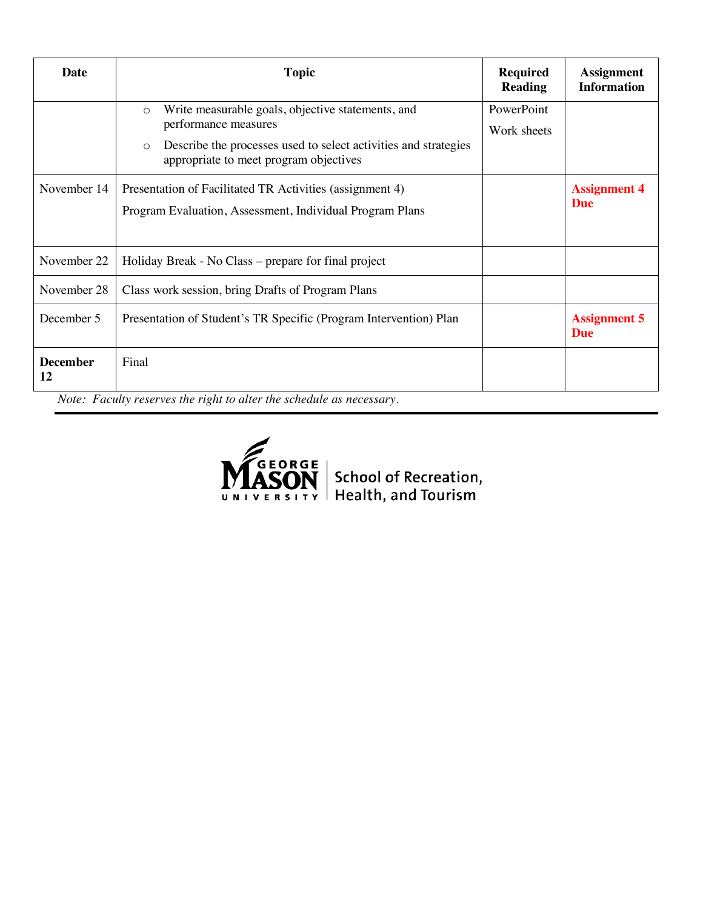| Date | Topic | Required Reading | Assignment Information |
|---|---|---|---|
| | ○ Write measurable goals, objective statements, and performance measures<br>○ Describe the processes used to select activities and strategies appropriate to meet program objectives | PowerPoint<br>Work sheets | |
| November 14 | Presentation of Facilitated TR Activities (assignment 4)<br>Program Evaluation, Assessment, Individual Program Plans | | **Assignment 4 Due** |
| November 22 | Holiday Break - No Class – prepare for final project | | |
| November 28 | Class work session, bring Drafts of Program Plans | | |
| December 5 | Presentation of Student's TR Specific (Program Intervention) Plan | | **Assignment 5 Due** |
| **December 12** | Final | | |

*Note: Faculty reserves the right to alter the schedule as necessary.*

GEORGE MASON UNIVERSITY | School of Recreation, Health, and Tourism